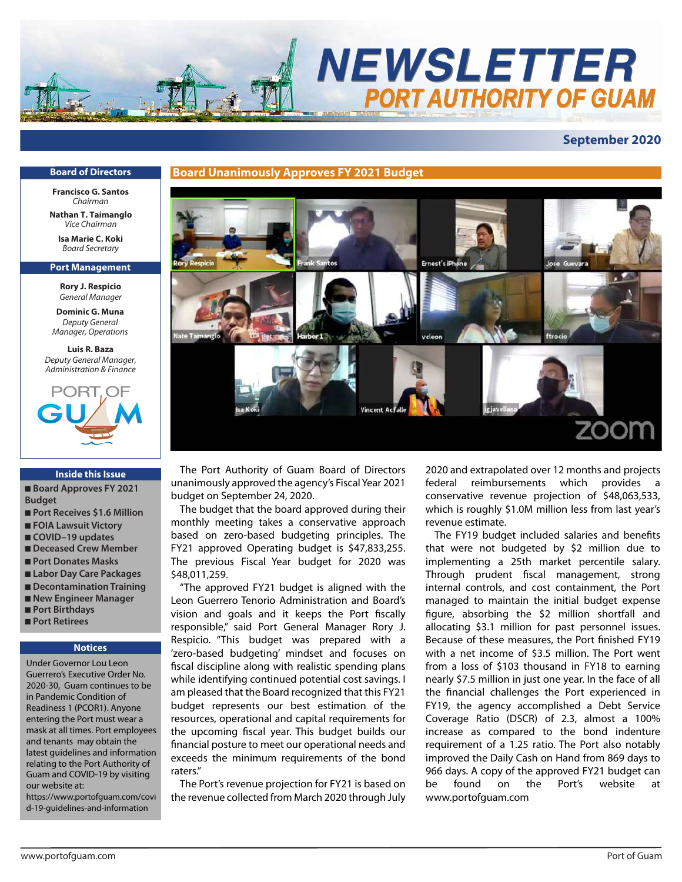# NEWSLETTER
## PORT AUTHORITY OF GUAM

**September 2020**

### Board of Directors

**Francisco G. Santos**
*Chairman*

**Nathan T. Taimanglo**
*Vice Chairman*

**Isa Marie C. Koki**
*Board Secretary*

### Port Management

**Rory J. Respicio**
*General Manager*

**Dominic G. Muna**
*Deputy General Manager, Operations*

**Luis R. Baza**
*Deputy General Manager, Administration & Finance*

### Inside this Issue

- Board Approves FY 2021 Budget
- Port Receives $1.6 Million
- FOIA Lawsuit Victory
- COVID–19 updates
- Deceased Crew Member
- Port Donates Masks
- Labor Day Care Packages
- Decontamination Training
- New Engineer Manager
- Port Birthdays
- Port Retirees

### Notices

Under Governor Lou Leon Guerrero's Executive Order No. 2020-30, Guam continues to be in Pandemic Condition of Readiness 1 (PCOR1). Anyone entering the Port must wear a mask at all times. Port employees and tenants may obtain the latest guidelines and information relating to the Port Authority of Guam and COVID-19 by visiting our website at: https://www.portofguam.com/covid-19-guidelines-and-information

## Board Unanimously Approves FY 2021 Budget

The Port Authority of Guam Board of Directors unanimously approved the agency's Fiscal Year 2021 budget on September 24, 2020.

The budget that the board approved during their monthly meeting takes a conservative approach based on zero-based budgeting principles. The FY21 approved Operating budget is $47,833,255. The previous Fiscal Year budget for 2020 was $48,011,259.

"The approved FY21 budget is aligned with the Leon Guerrero Tenorio Administration and Board's vision and goals and it keeps the Port fiscally responsible," said Port General Manager Rory J. Respicio. "This budget was prepared with a 'zero-based budgeting' mindset and focuses on fiscal discipline along with realistic spending plans while identifying continued potential cost savings. I am pleased that the Board recognized that this FY21 budget represents our best estimation of the resources, operational and capital requirements for the upcoming fiscal year. This budget builds our financial posture to meet our operational needs and exceeds the minimum requirements of the bond raters."

The Port's revenue projection for FY21 is based on the revenue collected from March 2020 through July 2020 and extrapolated over 12 months and projects federal reimbursements which provides a conservative revenue projection of $48,063,533, which is roughly $1.0M million less from last year's revenue estimate.

The FY19 budget included salaries and benefits that were not budgeted by $2 million due to implementing a 25th market percentile salary. Through prudent fiscal management, strong internal controls, and cost containment, the Port managed to maintain the initial budget expense figure, absorbing the $2 million shortfall and allocating $3.1 million for past personnel issues. Because of these measures, the Port finished FY19 with a net income of $3.5 million. The Port went from a loss of $103 thousand in FY18 to earning nearly $7.5 million in just one year. In the face of all the financial challenges the Port experienced in FY19, the agency accomplished a Debt Service Coverage Ratio (DSCR) of 2.3, almost a 100% increase as compared to the bond indenture requirement of a 1.25 ratio. The Port also notably improved the Daily Cash on Hand from 869 days to 966 days. A copy of the approved FY21 budget can be found on the Port's website at www.portofguam.com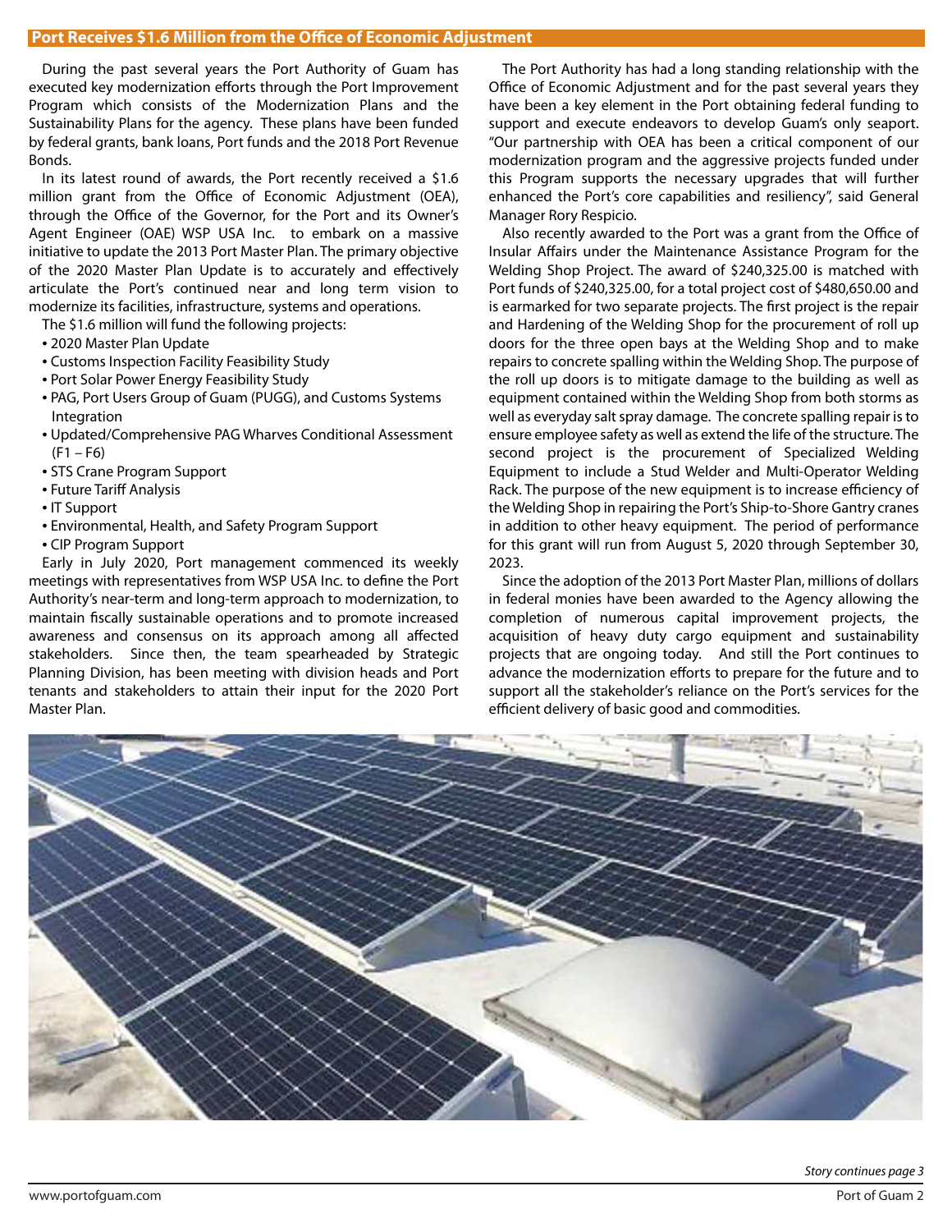## Port Receives $1.6 Million from the Office of Economic Adjustment

During the past several years the Port Authority of Guam has executed key modernization efforts through the Port Improvement Program which consists of the Modernization Plans and the Sustainability Plans for the agency. These plans have been funded by federal grants, bank loans, Port funds and the 2018 Port Revenue Bonds.

In its latest round of awards, the Port recently received a $1.6 million grant from the Office of Economic Adjustment (OEA), through the Office of the Governor, for the Port and its Owner's Agent Engineer (OAE) WSP USA Inc. to embark on a massive initiative to update the 2013 Port Master Plan. The primary objective of the 2020 Master Plan Update is to accurately and effectively articulate the Port's continued near and long term vision to modernize its facilities, infrastructure, systems and operations.

The $1.6 million will fund the following projects:

- 2020 Master Plan Update
- Customs Inspection Facility Feasibility Study
- Port Solar Power Energy Feasibility Study
- PAG, Port Users Group of Guam (PUGG), and Customs Systems Integration
- Updated/Comprehensive PAG Wharves Conditional Assessment (F1 – F6)
- STS Crane Program Support
- Future Tariff Analysis
- IT Support
- Environmental, Health, and Safety Program Support
- CIP Program Support

Early in July 2020, Port management commenced its weekly meetings with representatives from WSP USA Inc. to define the Port Authority's near-term and long-term approach to modernization, to maintain fiscally sustainable operations and to promote increased awareness and consensus on its approach among all affected stakeholders. Since then, the team spearheaded by Strategic Planning Division, has been meeting with division heads and Port tenants and stakeholders to attain their input for the 2020 Port Master Plan.

The Port Authority has had a long standing relationship with the Office of Economic Adjustment and for the past several years they have been a key element in the Port obtaining federal funding to support and execute endeavors to develop Guam's only seaport. "Our partnership with OEA has been a critical component of our modernization program and the aggressive projects funded under this Program supports the necessary upgrades that will further enhanced the Port's core capabilities and resiliency", said General Manager Rory Respicio.

Also recently awarded to the Port was a grant from the Office of Insular Affairs under the Maintenance Assistance Program for the Welding Shop Project. The award of $240,325.00 is matched with Port funds of $240,325.00, for a total project cost of $480,650.00 and is earmarked for two separate projects. The first project is the repair and Hardening of the Welding Shop for the procurement of roll up doors for the three open bays at the Welding Shop and to make repairs to concrete spalling within the Welding Shop. The purpose of the roll up doors is to mitigate damage to the building as well as equipment contained within the Welding Shop from both storms as well as everyday salt spray damage. The concrete spalling repair is to ensure employee safety as well as extend the life of the structure. The second project is the procurement of Specialized Welding Equipment to include a Stud Welder and Multi-Operator Welding Rack. The purpose of the new equipment is to increase efficiency of the Welding Shop in repairing the Port's Ship-to-Shore Gantry cranes in addition to other heavy equipment. The period of performance for this grant will run from August 5, 2020 through September 30, 2023.

Since the adoption of the 2013 Port Master Plan, millions of dollars in federal monies have been awarded to the Agency allowing the completion of numerous capital improvement projects, the acquisition of heavy duty cargo equipment and sustainability projects that are ongoing today. And still the Port continues to advance the modernization efforts to prepare for the future and to support all the stakeholder's reliance on the Port's services for the efficient delivery of basic good and commodities.

*Story continues page 3*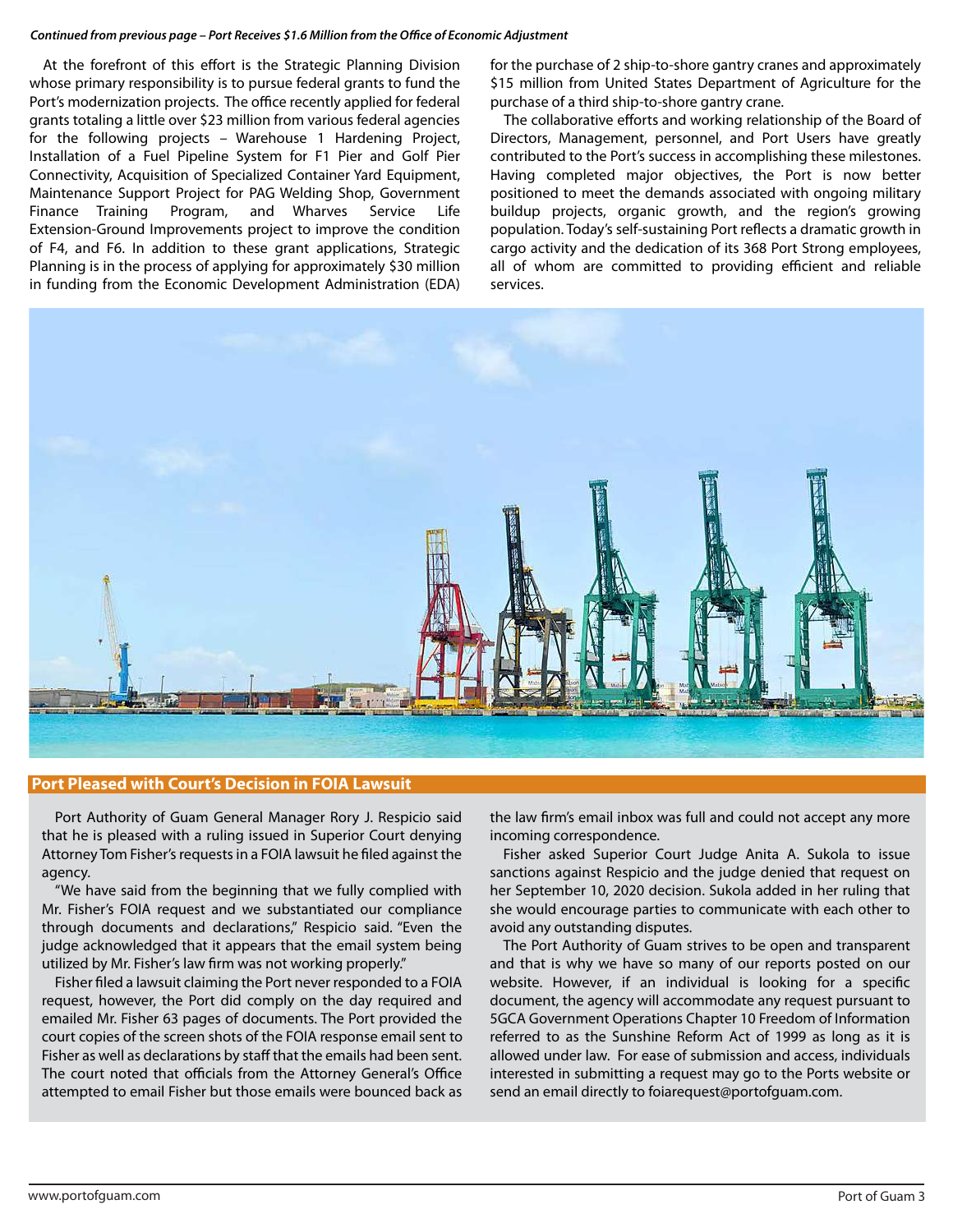*Continued from previous page – Port Receives $1.6 Million from the Office of Economic Adjustment*

At the forefront of this effort is the Strategic Planning Division whose primary responsibility is to pursue federal grants to fund the Port's modernization projects. The office recently applied for federal grants totaling a little over $23 million from various federal agencies for the following projects – Warehouse 1 Hardening Project, Installation of a Fuel Pipeline System for F1 Pier and Golf Pier Connectivity, Acquisition of Specialized Container Yard Equipment, Maintenance Support Project for PAG Welding Shop, Government Finance Training Program, and Wharves Service Life Extension-Ground Improvements project to improve the condition of F4, and F6. In addition to these grant applications, Strategic Planning is in the process of applying for approximately $30 million in funding from the Economic Development Administration (EDA) for the purchase of 2 ship-to-shore gantry cranes and approximately $15 million from United States Department of Agriculture for the purchase of a third ship-to-shore gantry crane.

The collaborative efforts and working relationship of the Board of Directors, Management, personnel, and Port Users have greatly contributed to the Port's success in accomplishing these milestones. Having completed major objectives, the Port is now better positioned to meet the demands associated with ongoing military buildup projects, organic growth, and the region's growing population. Today's self-sustaining Port reflects a dramatic growth in cargo activity and the dedication of its 368 Port Strong employees, all of whom are committed to providing efficient and reliable services.

## Port Pleased with Court's Decision in FOIA Lawsuit

Port Authority of Guam General Manager Rory J. Respicio said that he is pleased with a ruling issued in Superior Court denying Attorney Tom Fisher's requests in a FOIA lawsuit he filed against the agency.

"We have said from the beginning that we fully complied with Mr. Fisher's FOIA request and we substantiated our compliance through documents and declarations," Respicio said. "Even the judge acknowledged that it appears that the email system being utilized by Mr. Fisher's law firm was not working properly."

Fisher filed a lawsuit claiming the Port never responded to a FOIA request, however, the Port did comply on the day required and emailed Mr. Fisher 63 pages of documents. The Port provided the court copies of the screen shots of the FOIA response email sent to Fisher as well as declarations by staff that the emails had been sent. The court noted that officials from the Attorney General's Office attempted to email Fisher but those emails were bounced back as the law firm's email inbox was full and could not accept any more incoming correspondence.

Fisher asked Superior Court Judge Anita A. Sukola to issue sanctions against Respicio and the judge denied that request on her September 10, 2020 decision. Sukola added in her ruling that she would encourage parties to communicate with each other to avoid any outstanding disputes.

The Port Authority of Guam strives to be open and transparent and that is why we have so many of our reports posted on our website. However, if an individual is looking for a specific document, the agency will accommodate any request pursuant to 5GCA Government Operations Chapter 10 Freedom of Information referred to as the Sunshine Reform Act of 1999 as long as it is allowed under law. For ease of submission and access, individuals interested in submitting a request may go to the Ports website or send an email directly to foiarequest@portofguam.com.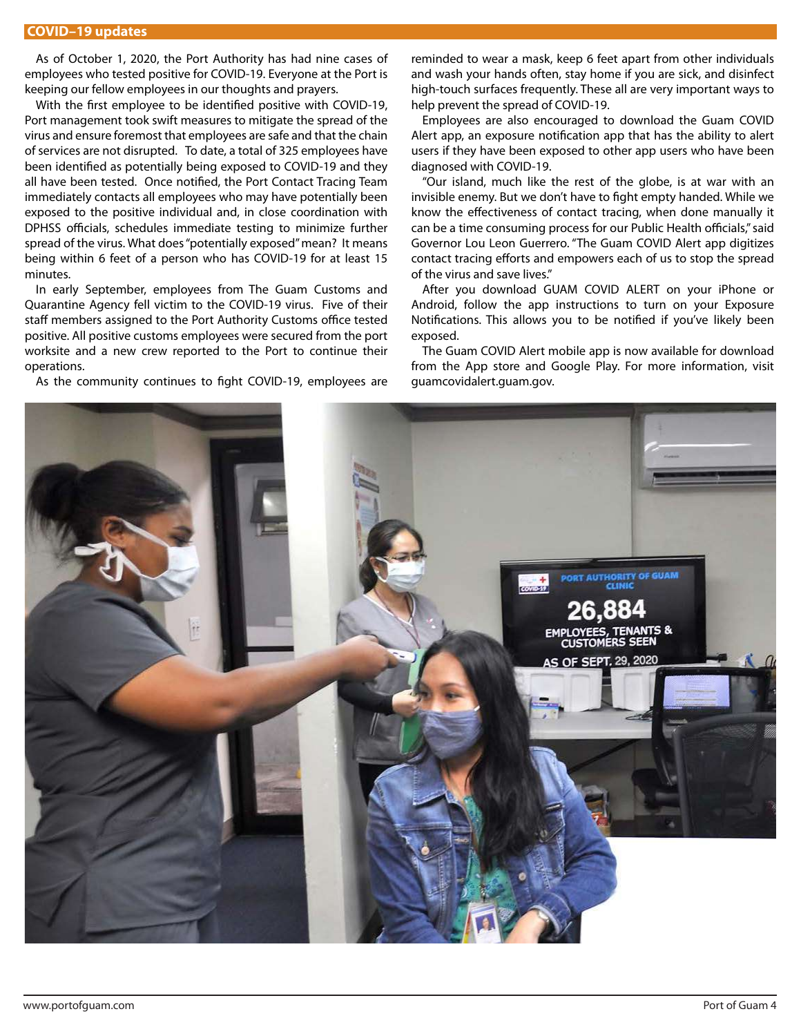## COVID–19 updates

As of October 1, 2020, the Port Authority has had nine cases of employees who tested positive for COVID-19. Everyone at the Port is keeping our fellow employees in our thoughts and prayers.

With the first employee to be identified positive with COVID-19, Port management took swift measures to mitigate the spread of the virus and ensure foremost that employees are safe and that the chain of services are not disrupted. To date, a total of 325 employees have been identified as potentially being exposed to COVID-19 and they all have been tested. Once notified, the Port Contact Tracing Team immediately contacts all employees who may have potentially been exposed to the positive individual and, in close coordination with DPHSS officials, schedules immediate testing to minimize further spread of the virus. What does "potentially exposed" mean? It means being within 6 feet of a person who has COVID-19 for at least 15 minutes.

In early September, employees from The Guam Customs and Quarantine Agency fell victim to the COVID-19 virus. Five of their staff members assigned to the Port Authority Customs office tested positive. All positive customs employees were secured from the port worksite and a new crew reported to the Port to continue their operations.

As the community continues to fight COVID-19, employees are reminded to wear a mask, keep 6 feet apart from other individuals and wash your hands often, stay home if you are sick, and disinfect high-touch surfaces frequently. These all are very important ways to help prevent the spread of COVID-19.

Employees are also encouraged to download the Guam COVID Alert app, an exposure notification app that has the ability to alert users if they have been exposed to other app users who have been diagnosed with COVID-19.

"Our island, much like the rest of the globe, is at war with an invisible enemy. But we don't have to fight empty handed. While we know the effectiveness of contact tracing, when done manually it can be a time consuming process for our Public Health officials," said Governor Lou Leon Guerrero. "The Guam COVID Alert app digitizes contact tracing efforts and empowers each of us to stop the spread of the virus and save lives."

After you download GUAM COVID ALERT on your iPhone or Android, follow the app instructions to turn on your Exposure Notifications. This allows you to be notified if you've likely been exposed.

The Guam COVID Alert mobile app is now available for download from the App store and Google Play. For more information, visit guamcovidalert.guam.gov.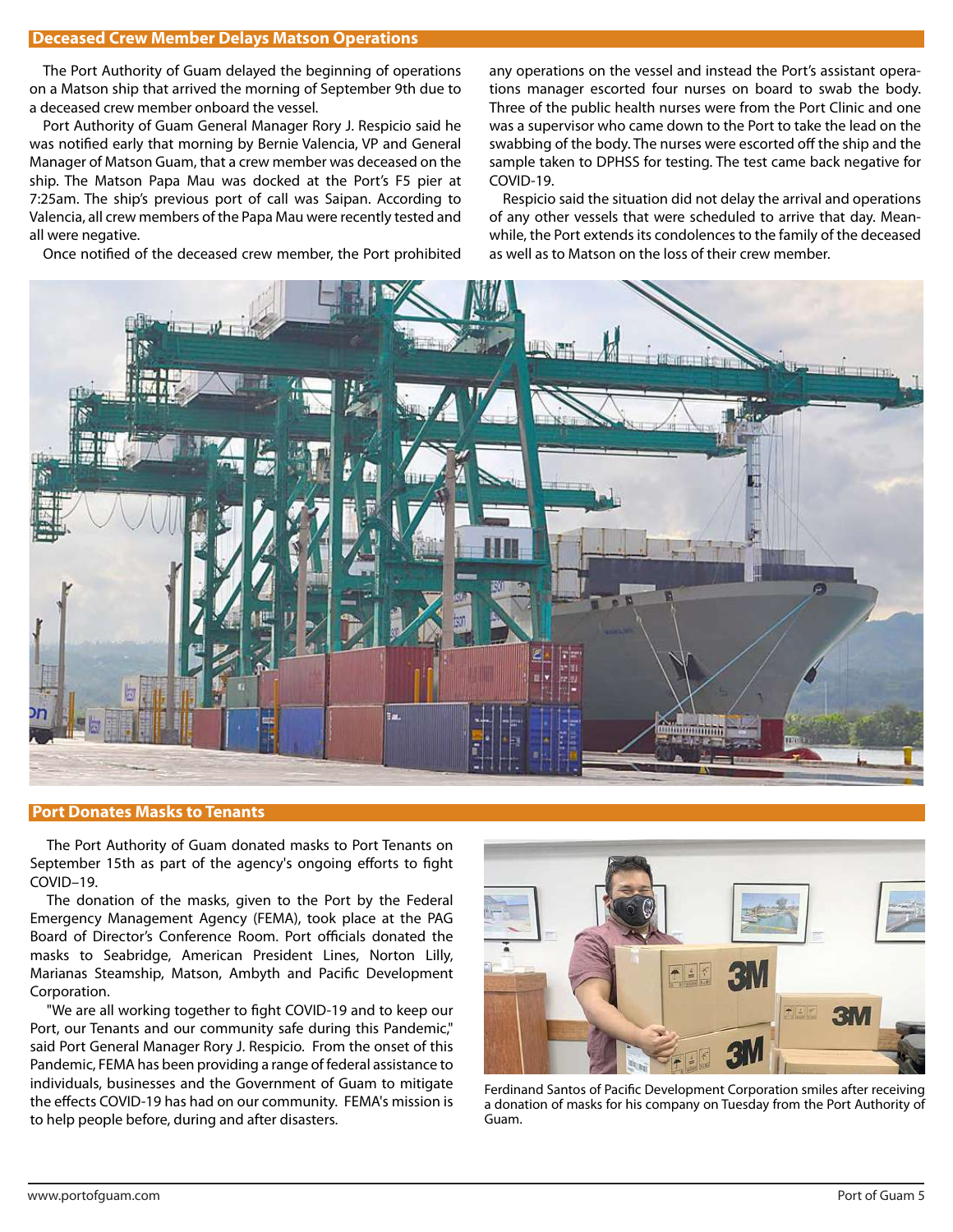## Deceased Crew Member Delays Matson Operations

The Port Authority of Guam delayed the beginning of operations on a Matson ship that arrived the morning of September 9th due to a deceased crew member onboard the vessel.

Port Authority of Guam General Manager Rory J. Respicio said he was notified early that morning by Bernie Valencia, VP and General Manager of Matson Guam, that a crew member was deceased on the ship. The Matson Papa Mau was docked at the Port's F5 pier at 7:25am. The ship's previous port of call was Saipan. According to Valencia, all crew members of the Papa Mau were recently tested and all were negative.

Once notified of the deceased crew member, the Port prohibited any operations on the vessel and instead the Port's assistant operations manager escorted four nurses on board to swab the body. Three of the public health nurses were from the Port Clinic and one was a supervisor who came down to the Port to take the lead on the swabbing of the body. The nurses were escorted off the ship and the sample taken to DPHSS for testing. The test came back negative for COVID-19.

Respicio said the situation did not delay the arrival and operations of any other vessels that were scheduled to arrive that day. Meanwhile, the Port extends its condolences to the family of the deceased as well as to Matson on the loss of their crew member.

## Port Donates Masks to Tenants

The Port Authority of Guam donated masks to Port Tenants on September 15th as part of the agency's ongoing efforts to fight COVID–19.

The donation of the masks, given to the Port by the Federal Emergency Management Agency (FEMA), took place at the PAG Board of Director's Conference Room. Port officials donated the masks to Seabridge, American President Lines, Norton Lilly, Marianas Steamship, Matson, Ambyth and Pacific Development Corporation.

"We are all working together to fight COVID-19 and to keep our Port, our Tenants and our community safe during this Pandemic," said Port General Manager Rory J. Respicio. From the onset of this Pandemic, FEMA has been providing a range of federal assistance to individuals, businesses and the Government of Guam to mitigate the effects COVID-19 has had on our community. FEMA's mission is to help people before, during and after disasters.

Ferdinand Santos of Pacific Development Corporation smiles after receiving a donation of masks for his company on Tuesday from the Port Authority of Guam.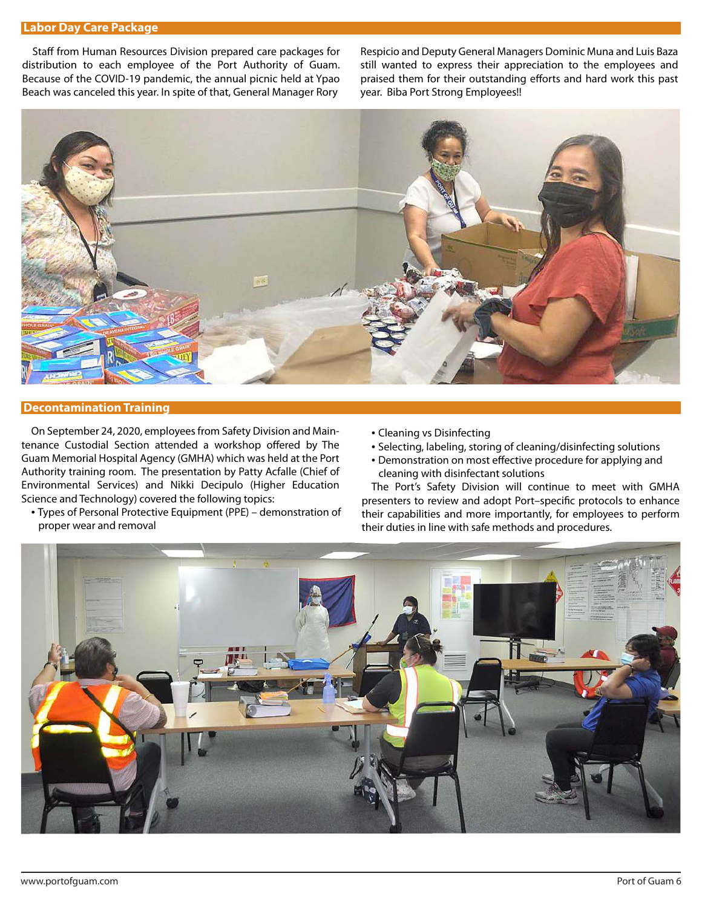## Labor Day Care Package

Staff from Human Resources Division prepared care packages for distribution to each employee of the Port Authority of Guam. Because of the COVID-19 pandemic, the annual picnic held at Ypao Beach was canceled this year. In spite of that, General Manager Rory Respicio and Deputy General Managers Dominic Muna and Luis Baza still wanted to express their appreciation to the employees and praised them for their outstanding efforts and hard work this past year. Biba Port Strong Employees!!

## Decontamination Training

On September 24, 2020, employees from Safety Division and Maintenance Custodial Section attended a workshop offered by The Guam Memorial Hospital Agency (GMHA) which was held at the Port Authority training room. The presentation by Patty Acfalle (Chief of Environmental Services) and Nikki Decipulo (Higher Education Science and Technology) covered the following topics:

- Types of Personal Protective Equipment (PPE) – demonstration of proper wear and removal
- Cleaning vs Disinfecting
- Selecting, labeling, storing of cleaning/disinfecting solutions
- Demonstration on most effective procedure for applying and cleaning with disinfectant solutions

The Port's Safety Division will continue to meet with GMHA presenters to review and adopt Port–specific protocols to enhance their capabilities and more importantly, for employees to perform their duties in line with safe methods and procedures.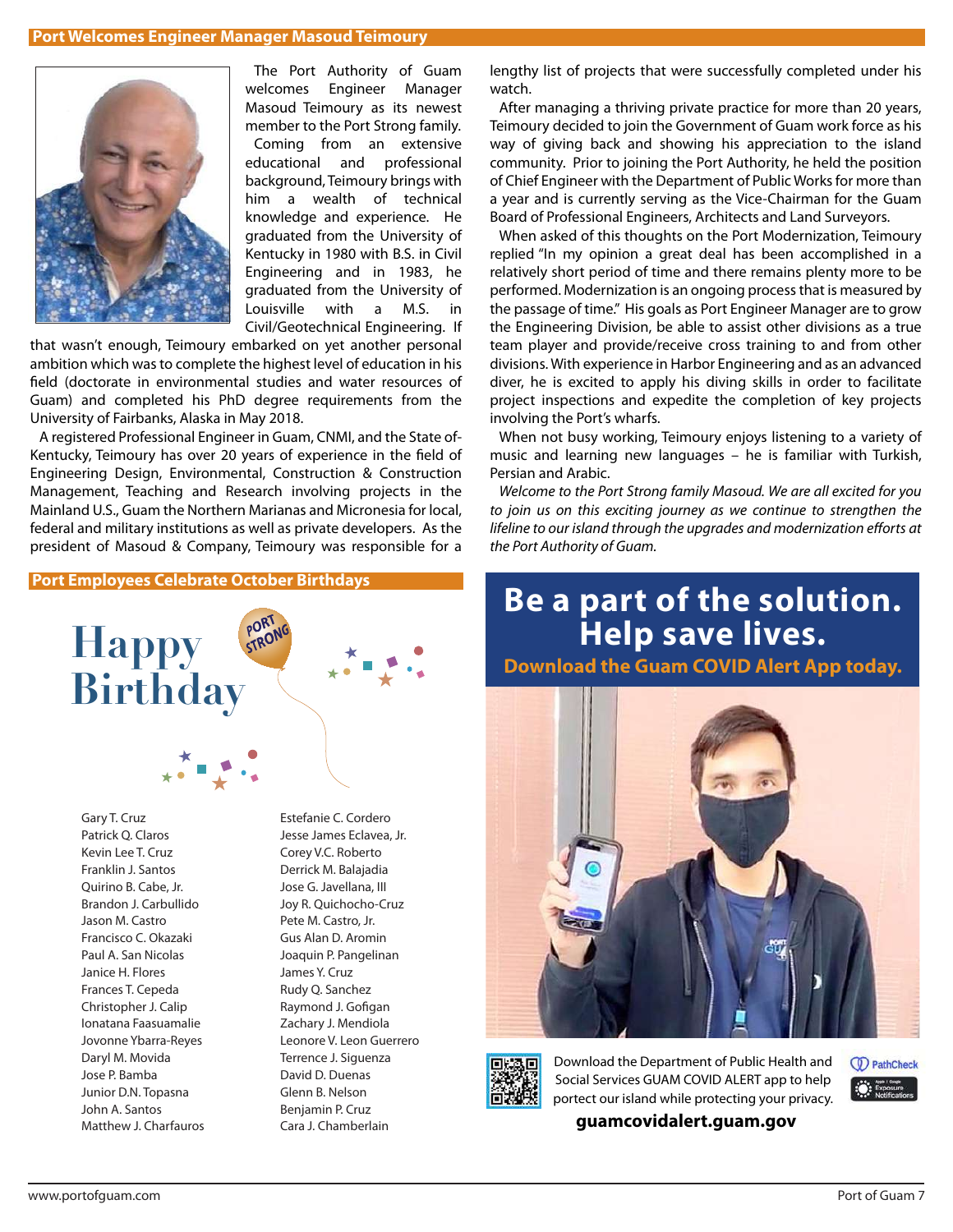## Port Welcomes Engineer Manager Masoud Teimoury

The Port Authority of Guam welcomes Engineer Manager Masoud Teimoury as its newest member to the Port Strong family.

Coming from an extensive educational and professional background, Teimoury brings with him a wealth of technical knowledge and experience. He graduated from the University of Kentucky in 1980 with B.S. in Civil Engineering and in 1983, he graduated from the University of Louisville with a M.S. in Civil/Geotechnical Engineering. If that wasn't enough, Teimoury embarked on yet another personal ambition which was to complete the highest level of education in his field (doctorate in environmental studies and water resources of Guam) and completed his PhD degree requirements from the University of Fairbanks, Alaska in May 2018.

A registered Professional Engineer in Guam, CNMI, and the State of-Kentucky, Teimoury has over 20 years of experience in the field of Engineering Design, Environmental, Construction & Construction Management, Teaching and Research involving projects in the Mainland U.S., Guam the Northern Marianas and Micronesia for local, federal and military institutions as well as private developers. As the president of Masoud & Company, Teimoury was responsible for a lengthy list of projects that were successfully completed under his watch.

After managing a thriving private practice for more than 20 years, Teimoury decided to join the Government of Guam work force as his way of giving back and showing his appreciation to the island community. Prior to joining the Port Authority, he held the position of Chief Engineer with the Department of Public Works for more than a year and is currently serving as the Vice-Chairman for the Guam Board of Professional Engineers, Architects and Land Surveyors.

When asked of this thoughts on the Port Modernization, Teimoury replied "In my opinion a great deal has been accomplished in a relatively short period of time and there remains plenty more to be performed. Modernization is an ongoing process that is measured by the passage of time." His goals as Port Engineer Manager are to grow the Engineering Division, be able to assist other divisions as a true team player and provide/receive cross training to and from other divisions. With experience in Harbor Engineering and as an advanced diver, he is excited to apply his diving skills in order to facilitate project inspections and expedite the completion of key projects involving the Port's wharfs.

When not busy working, Teimoury enjoys listening to a variety of music and learning new languages – he is familiar with Turkish, Persian and Arabic.

*Welcome to the Port Strong family Masoud. We are all excited for you to join us on this exciting journey as we continue to strengthen the lifeline to our island through the upgrades and modernization efforts at the Port Authority of Guam.*

## Port Employees Celebrate October Birthdays

# Happy Birthday

PORT STRONG

Gary T. Cruz
Patrick Q. Claros
Kevin Lee T. Cruz
Franklin J. Santos
Quirino B. Cabe, Jr.
Brandon J. Carbullido
Jason M. Castro
Francisco C. Okazaki
Paul A. San Nicolas
Janice H. Flores
Frances T. Cepeda
Christopher J. Calip
Ionatana Faasuamalie
Jovonne Ybarra-Reyes
Daryl M. Movida
Jose P. Bamba
Junior D.N. Topasna
John A. Santos
Matthew J. Charfauros
Estefanie C. Cordero
Jesse James Eclavea, Jr.
Corey V.C. Roberto
Derrick M. Balajadia
Jose G. Javellana, III
Joy R. Quichocho-Cruz
Pete M. Castro, Jr.
Gus Alan D. Aromin
Joaquin P. Pangelinan
James Y. Cruz
Rudy Q. Sanchez
Raymond J. Gofigan
Zachary J. Mendiola
Leonore V. Leon Guerrero
Terrence J. Siguenza
David D. Duenas
Glenn B. Nelson
Benjamin P. Cruz
Cara J. Chamberlain

# Be a part of the solution. Help save lives.

**Download the Guam COVID Alert App today.**

Download the Department of Public Health and Social Services GUAM COVID ALERT app to help portect our island while protecting your privacy.

PathCheck

Apple | Google Exposure Notifications

**guamcovidalert.guam.gov**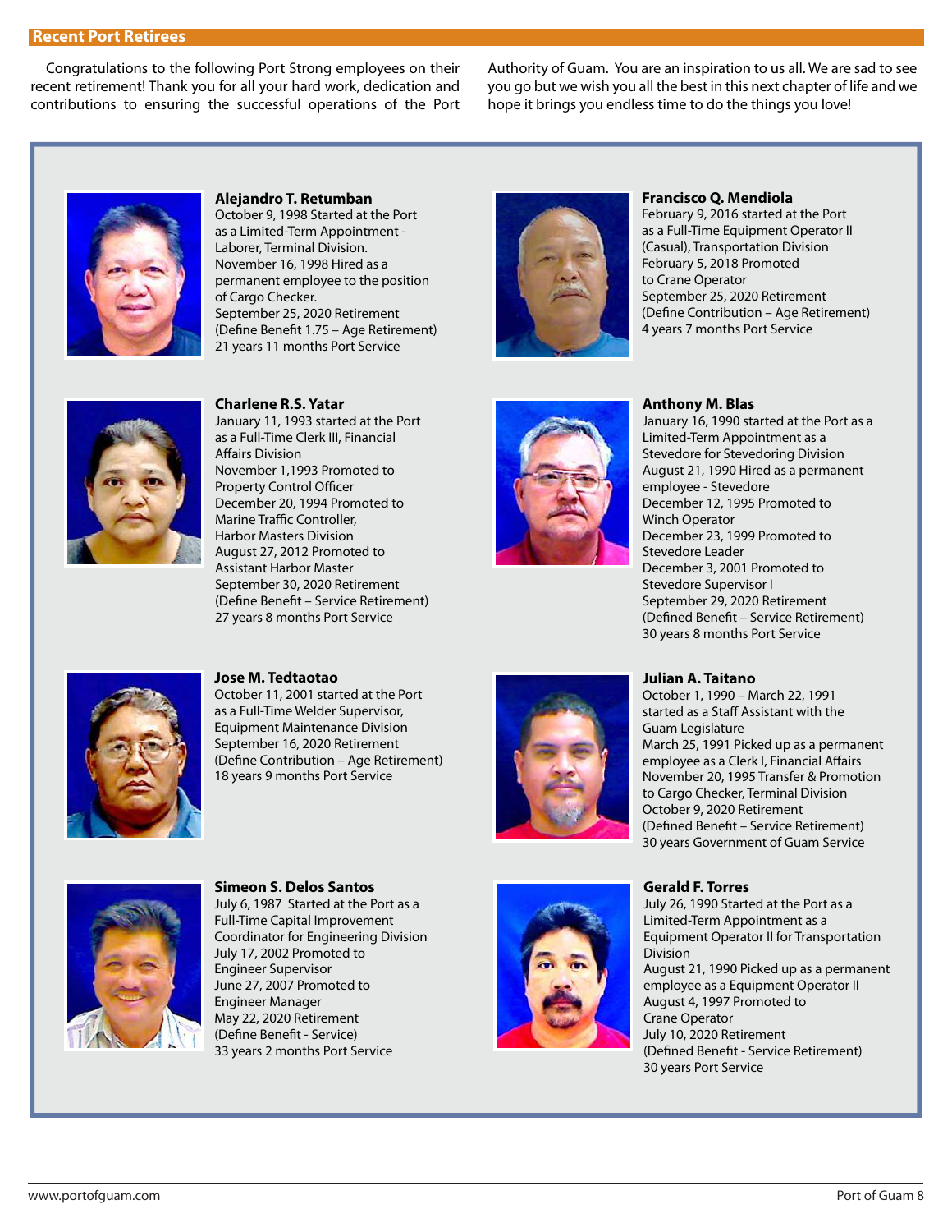## Recent Port Retirees

Congratulations to the following Port Strong employees on their recent retirement! Thank you for all your hard work, dedication and contributions to ensuring the successful operations of the Port Authority of Guam. You are an inspiration to us all. We are sad to see you go but we wish you all the best in this next chapter of life and we hope it brings you endless time to do the things you love!

**Alejandro T. Retumban**
October 9, 1998 Started at the Port as a Limited-Term Appointment - Laborer, Terminal Division.
November 16, 1998 Hired as a permanent employee to the position of Cargo Checker.
September 25, 2020 Retirement
(Define Benefit 1.75 – Age Retirement)
21 years 11 months Port Service

**Francisco Q. Mendiola**
February 9, 2016 started at the Port as a Full-Time Equipment Operator II (Casual), Transportation Division
February 5, 2018 Promoted to Crane Operator
September 25, 2020 Retirement
(Define Contribution – Age Retirement)
4 years 7 months Port Service

**Charlene R.S. Yatar**
January 11, 1993 Started at the Port as a Full-Time Clerk III, Financial Affairs Division
November 1,1993 Promoted to Property Control Officer
December 20, 1994 Promoted to Marine Traffic Controller, Harbor Masters Division
August 27, 2012 Promoted to Assistant Harbor Master
September 30, 2020 Retirement
(Define Benefit – Service Retirement)
27 years 8 months Port Service

**Anthony M. Blas**
January 16, 1990 started at the Port as a Limited-Term Appointment as a Stevedore for Stevedoring Division
August 21, 1990 Hired as a permanent employee - Stevedore
December 12, 1995 Promoted to Winch Operator
December 23, 1999 Promoted to Stevedore Leader
December 3, 2001 Promoted to Stevedore Supervisor I
September 29, 2020 Retirement
(Defined Benefit – Service Retirement)
30 years 8 months Port Service

**Jose M. Tedtaotao**
October 11, 2001 started at the Port as a Full-Time Welder Supervisor, Equipment Maintenance Division
September 16, 2020 Retirement
(Define Contribution – Age Retirement)
18 years 9 months Port Service

**Julian A. Taitano**
October 1, 1990 – March 22, 1991 started as a Staff Assistant with the Guam Legislature
March 25, 1991 Picked up as a permanent employee as a Clerk I, Financial Affairs
November 20, 1995 Transfer & Promotion to Cargo Checker, Terminal Division
October 9, 2020 Retirement
(Defined Benefit – Service Retirement)
30 years Government of Guam Service

**Simeon S. Delos Santos**
July 6, 1987 Started at the Port as a Full-Time Capital Improvement Coordinator for Engineering Division
July 17, 2002 Promoted to Engineer Supervisor
June 27, 2007 Promoted to Engineer Manager
May 22, 2020 Retirement
(Define Benefit - Service)
33 years 2 months Port Service

**Gerald F. Torres**
July 26, 1990 Started at the Port as a Limited-Term Appointment as a Equipment Operator II for Transportation Division
August 21, 1990 Picked up as a permanent employee as a Equipment Operator II
August 4, 1997 Promoted to Crane Operator
July 10, 2020 Retirement
(Defined Benefit - Service Retirement)
30 years Port Service